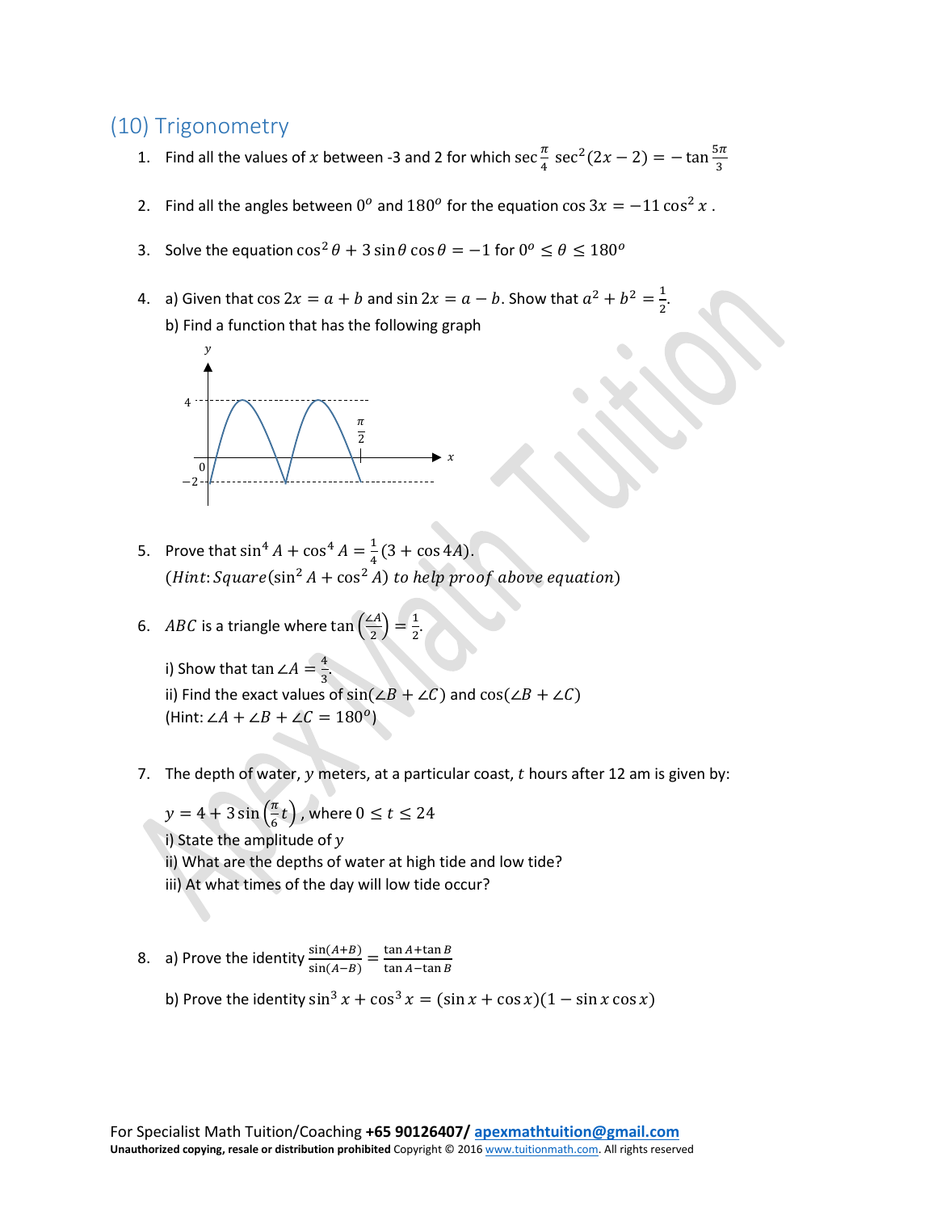## (10) Trigonometry

1. Find all the values of $x$ between -3 and 2 for which $\sec\frac{\pi}{4}\sec^2(2x-2) = -\tan\frac{5\pi}{3}$

2. Find all the angles between $0^o$ and $180^o$ for the equation $\cos 3x = -11\cos^2 x$ .

3. Solve the equation $\cos^2\theta + 3\sin\theta\cos\theta = -1$ for $0^o \le \theta \le 180^o$

4. a) Given that $\cos 2x = a + b$ and $\sin 2x = a - b$. Show that $a^2 + b^2 = \frac{1}{2}$.

   b) Find a function that has the following graph

5. Prove that $\sin^4 A + \cos^4 A = \frac{1}{4}(3 + \cos 4A)$.
   $(Hint: Square(\sin^2 A + \cos^2 A)$ *to help proof above equation*$)$

6. $ABC$ is a triangle where $\tan\left(\frac{\angle A}{2}\right) = \frac{1}{2}$.

   i) Show that $\tan\angle A = \frac{4}{3}$.
   ii) Find the exact values of $\sin(\angle B + \angle C)$ and $\cos(\angle B + \angle C)$
   (Hint: $\angle A + \angle B + \angle C = 180^o$)

7. The depth of water, $y$ meters, at a particular coast, $t$ hours after 12 am is given by:

   $y = 4 + 3\sin\left(\frac{\pi}{6}t\right)$ , where $0 \le t \le 24$
   i) State the amplitude of $y$
   ii) What are the depths of water at high tide and low tide?
   iii) At what times of the day will low tide occur?

8. a) Prove the identity $\frac{\sin(A+B)}{\sin(A-B)} = \frac{\tan A + \tan B}{\tan A - \tan B}$

   b) Prove the identity $\sin^3 x + \cos^3 x = (\sin x + \cos x)(1 - \sin x\cos x)$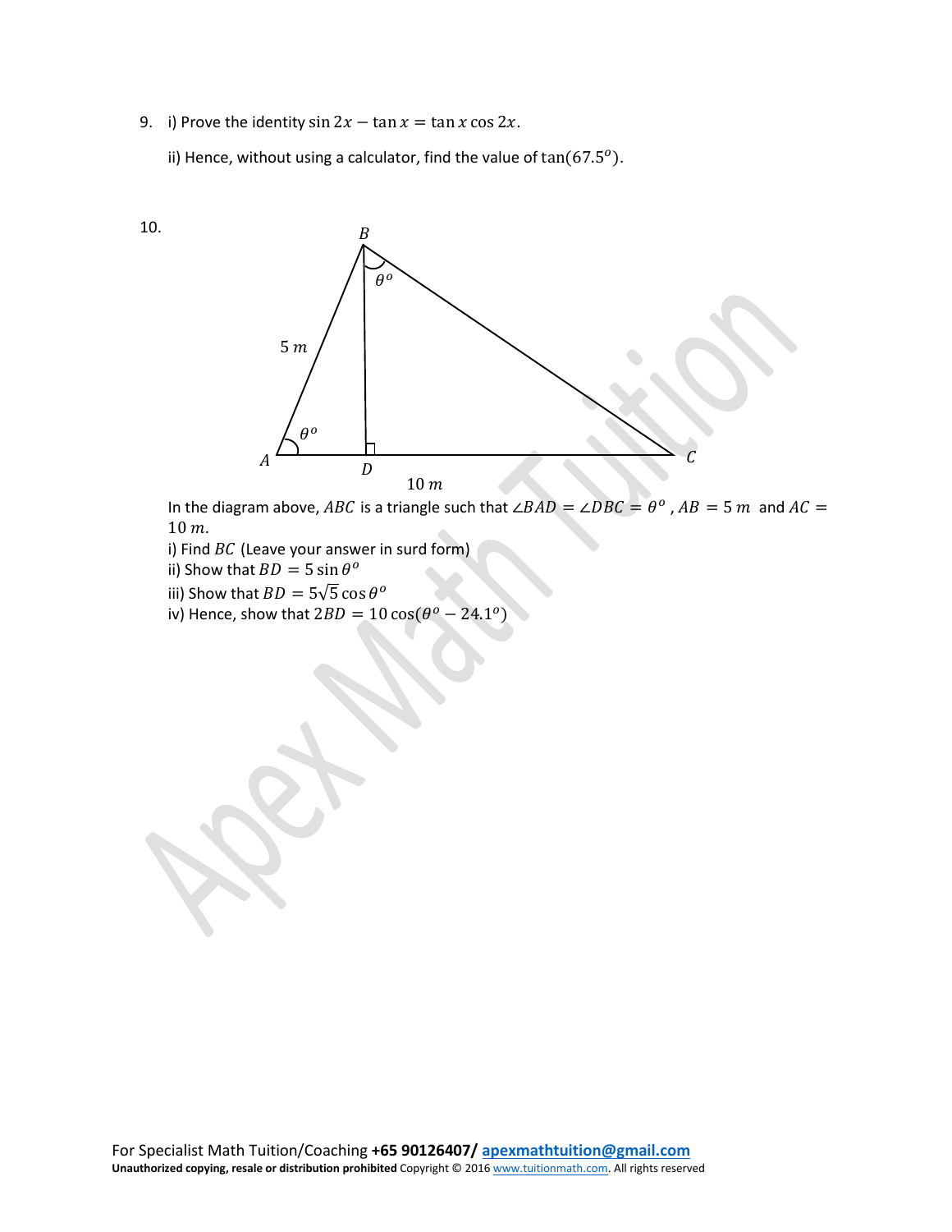9. i) Prove the identity $\sin 2x - \tan x = \tan x \cos 2x$.

   ii) Hence, without using a calculator, find the value of $\tan(67.5^o)$.

10.

B

$\theta^o$

$5\ m$

$\theta^o$

A D C

$10\ m$

In the diagram above, $ABC$ is a triangle such that $\angle BAD = \angle DBC = \theta^o$ , $AB = 5\ m$ and $AC = 10\ m$.

i) Find $BC$ (Leave your answer in surd form)

ii) Show that $BD = 5 \sin \theta^o$

iii) Show that $BD = 5\sqrt{5} \cos \theta^o$

iv) Hence, show that $2BD = 10 \cos(\theta^o - 24.1^o)$

For Specialist Math Tuition/Coaching **+65 90126407/** **apexmathtuition@gmail.com**

**Unauthorized copying, resale or distribution prohibited** Copyright © 2016 www.tuitionmath.com. All rights reserved